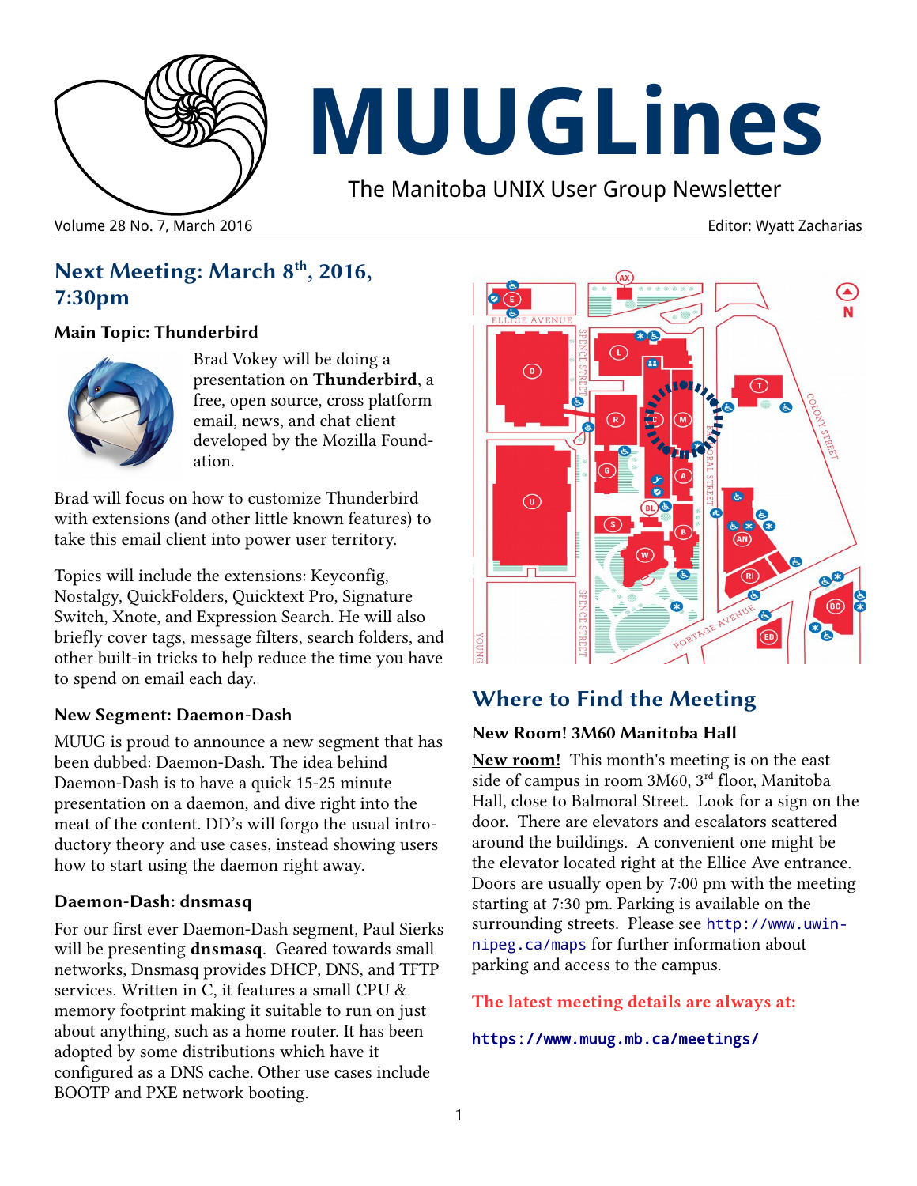# MUUGLines

The Manitoba UNIX User Group Newsletter

Volume 28 No. 7, March 2016

Editor: Wyatt Zacharias

## Next Meeting: March 8th, 2016, 7:30pm

### Main Topic: Thunderbird

Brad Vokey will be doing a presentation on **Thunderbird**, a free, open source, cross platform email, news, and chat client developed by the Mozilla Foundation.

Brad will focus on how to customize Thunderbird with extensions (and other little known features) to take this email client into power user territory.

Topics will include the extensions: Keyconfig, Nostalgy, QuickFolders, Quicktext Pro, Signature Switch, Xnote, and Expression Search. He will also briefly cover tags, message filters, search folders, and other built-in tricks to help reduce the time you have to spend on email each day.

### New Segment: Daemon-Dash

MUUG is proud to announce a new segment that has been dubbed: Daemon-Dash. The idea behind Daemon-Dash is to have a quick 15-25 minute presentation on a daemon, and dive right into the meat of the content. DD's will forgo the usual introductory theory and use cases, instead showing users how to start using the daemon right away.

### Daemon-Dash: dnsmasq

For our first ever Daemon-Dash segment, Paul Sierks will be presenting **dnsmasq**. Geared towards small networks, Dnsmasq provides DHCP, DNS, and TFTP services. Written in C, it features a small CPU & memory footprint making it suitable to run on just about anything, such as a home router. It has been adopted by some distributions which have it configured as a DNS cache. Other use cases include BOOTP and PXE network booting.

## Where to Find the Meeting

### New Room! 3M60 Manitoba Hall

**New room!** This month's meeting is on the east side of campus in room 3M60, 3rd floor, Manitoba Hall, close to Balmoral Street. Look for a sign on the door. There are elevators and escalators scattered around the buildings. A convenient one might be the elevator located right at the Ellice Ave entrance. Doors are usually open by 7:00 pm with the meeting starting at 7:30 pm. Parking is available on the surrounding streets. Please see http://www.uwinnipeg.ca/maps for further information about parking and access to the campus.

**The latest meeting details are always at:**

**https://www.muug.mb.ca/meetings/**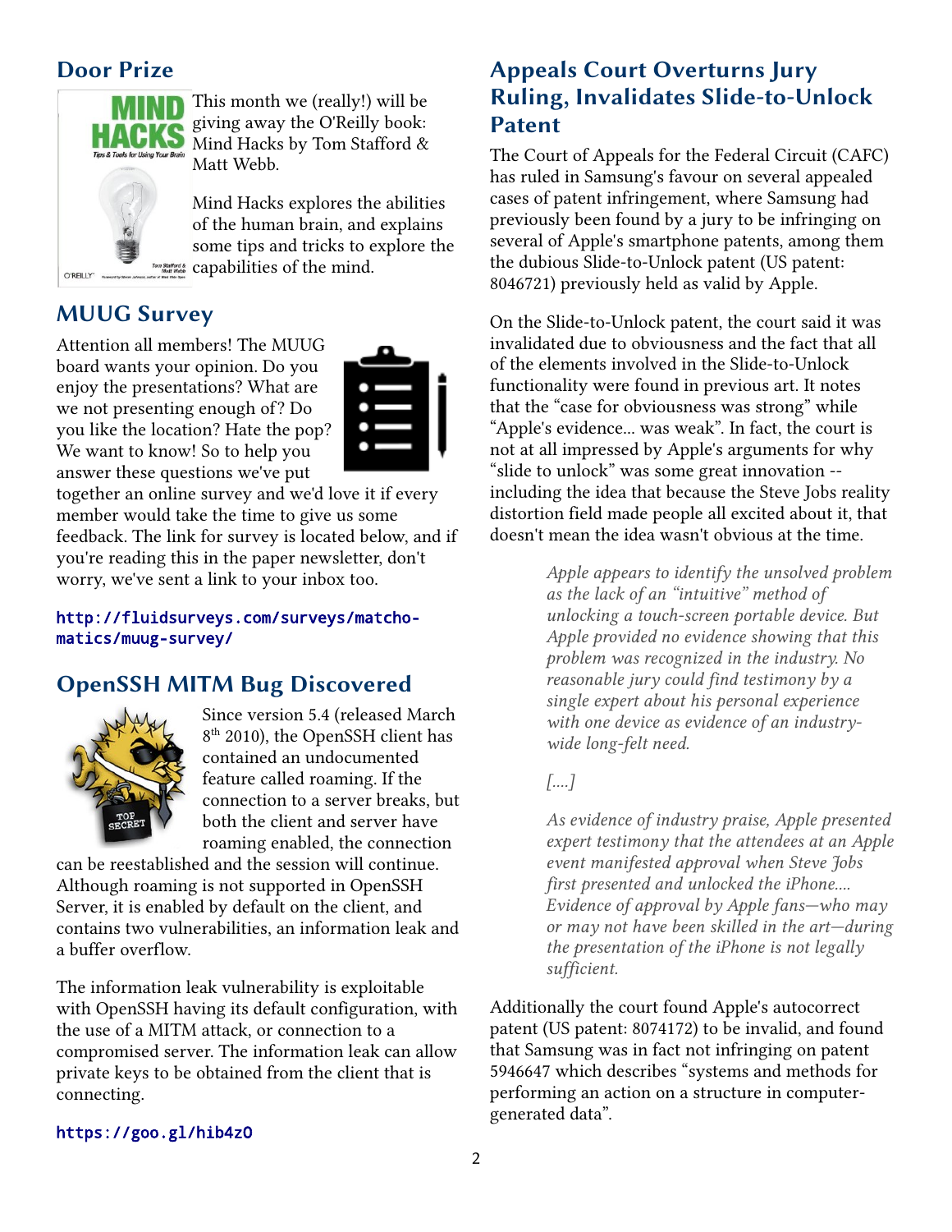## Door Prize

This month we (really!) will be giving away the O'Reilly book: Mind Hacks by Tom Stafford & Matt Webb.

Mind Hacks explores the abilities of the human brain, and explains some tips and tricks to explore the capabilities of the mind.

## MUUG Survey

Attention all members! The MUUG board wants your opinion. Do you enjoy the presentations? What are we not presenting enough of? Do you like the location? Hate the pop? We want to know! So to help you answer these questions we've put together an online survey and we'd love it if every member would take the time to give us some feedback. The link for survey is located below, and if you're reading this in the paper newsletter, don't worry, we've sent a link to your inbox too.

`http://fluidsurveys.com/surveys/matcho-matics/muug-survey/`

## OpenSSH MITM Bug Discovered

Since version 5.4 (released March 8th 2010), the OpenSSH client has contained an undocumented feature called roaming. If the connection to a server breaks, but both the client and server have roaming enabled, the connection can be reestablished and the session will continue. Although roaming is not supported in OpenSSH Server, it is enabled by default on the client, and contains two vulnerabilities, an information leak and a buffer overflow.

The information leak vulnerability is exploitable with OpenSSH having its default configuration, with the use of a MITM attack, or connection to a compromised server. The information leak can allow private keys to be obtained from the client that is connecting.

`https://goo.gl/hib4zO`

## Appeals Court Overturns Jury Ruling, Invalidates Slide-to-Unlock Patent

The Court of Appeals for the Federal Circuit (CAFC) has ruled in Samsung's favour on several appealed cases of patent infringement, where Samsung had previously been found by a jury to be infringing on several of Apple's smartphone patents, among them the dubious Slide-to-Unlock patent (US patent: 8046721) previously held as valid by Apple.

On the Slide-to-Unlock patent, the court said it was invalidated due to obviousness and the fact that all of the elements involved in the Slide-to-Unlock functionality were found in previous art. It notes that the "case for obviousness was strong" while "Apple's evidence... was weak". In fact, the court is not at all impressed by Apple's arguments for why "slide to unlock" was some great innovation -- including the idea that because the Steve Jobs reality distortion field made people all excited about it, that doesn't mean the idea wasn't obvious at the time.

> *Apple appears to identify the unsolved problem as the lack of an "intuitive" method of unlocking a touch-screen portable device. But Apple provided no evidence showing that this problem was recognized in the industry. No reasonable jury could find testimony by a single expert about his personal experience with one device as evidence of an industry-wide long-felt need.*
>
> *[....]*
>
> *As evidence of industry praise, Apple presented expert testimony that the attendees at an Apple event manifested approval when Steve Jobs first presented and unlocked the iPhone.... Evidence of approval by Apple fans—who may or may not have been skilled in the art—during the presentation of the iPhone is not legally sufficient.*

Additionally the court found Apple's autocorrect patent (US patent: 8074172) to be invalid, and found that Samsung was in fact not infringing on patent 5946647 which describes "systems and methods for performing an action on a structure in computer-generated data".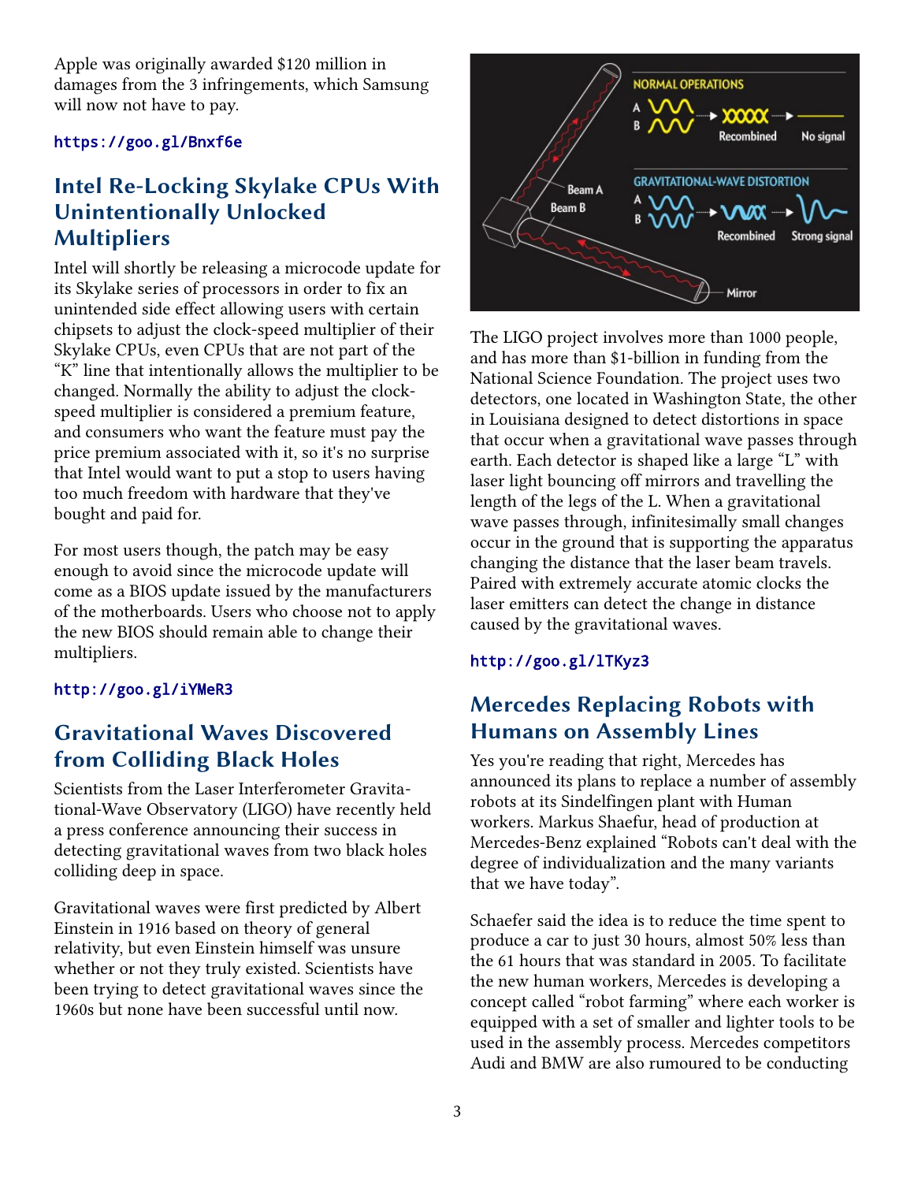Apple was originally awarded $120 million in damages from the 3 infringements, which Samsung will now not have to pay.

https://goo.gl/Bnxf6e

## Intel Re-Locking Skylake CPUs With Unintentionally Unlocked Multipliers

Intel will shortly be releasing a microcode update for its Skylake series of processors in order to fix an unintended side effect allowing users with certain chipsets to adjust the clock-speed multiplier of their Skylake CPUs, even CPUs that are not part of the "K" line that intentionally allows the multiplier to be changed. Normally the ability to adjust the clock-speed multiplier is considered a premium feature, and consumers who want the feature must pay the price premium associated with it, so it's no surprise that Intel would want to put a stop to users having too much freedom with hardware that they've bought and paid for.

For most users though, the patch may be easy enough to avoid since the microcode update will come as a BIOS update issued by the manufacturers of the motherboards. Users who choose not to apply the new BIOS should remain able to change their multipliers.

http://goo.gl/iYMeR3

## Gravitational Waves Discovered from Colliding Black Holes

Scientists from the Laser Interferometer Gravitational-Wave Observatory (LIGO) have recently held a press conference announcing their success in detecting gravitational waves from two black holes colliding deep in space.

Gravitational waves were first predicted by Albert Einstein in 1916 based on theory of general relativity, but even Einstein himself was unsure whether or not they truly existed. Scientists have been trying to detect gravitational waves since the 1960s but none have been successful until now.

The LIGO project involves more than 1000 people, and has more than $1-billion in funding from the National Science Foundation. The project uses two detectors, one located in Washington State, the other in Louisiana designed to detect distortions in space that occur when a gravitational wave passes through earth. Each detector is shaped like a large "L" with laser light bouncing off mirrors and travelling the length of the legs of the L. When a gravitational wave passes through, infinitesimally small changes occur in the ground that is supporting the apparatus changing the distance that the laser beam travels. Paired with extremely accurate atomic clocks the laser emitters can detect the change in distance caused by the gravitational waves.

http://goo.gl/1TKyz3

## Mercedes Replacing Robots with Humans on Assembly Lines

Yes you're reading that right, Mercedes has announced its plans to replace a number of assembly robots at its Sindelfingen plant with Human workers. Markus Shaefur, head of production at Mercedes-Benz explained "Robots can't deal with the degree of individualization and the many variants that we have today".

Schaefer said the idea is to reduce the time spent to produce a car to just 30 hours, almost 50% less than the 61 hours that was standard in 2005. To facilitate the new human workers, Mercedes is developing a concept called "robot farming" where each worker is equipped with a set of smaller and lighter tools to be used in the assembly process. Mercedes competitors Audi and BMW are also rumoured to be conducting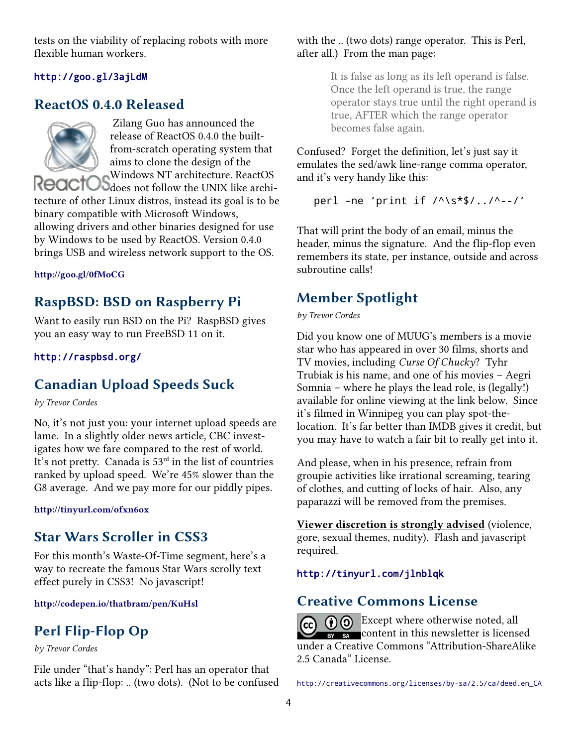tests on the viability of replacing robots with more flexible human workers.

http://goo.gl/3ajLdM

## ReactOS 0.4.0 Released

Zilang Guo has announced the release of ReactOS 0.4.0 the built-from-scratch operating system that aims to clone the design of the Windows NT architecture. ReactOS does not follow the UNIX like architecture of other Linux distros, instead its goal is to be binary compatible with Microsoft Windows, allowing drivers and other binaries designed for use by Windows to be used by ReactOS. Version 0.4.0 brings USB and wireless network support to the OS.

http://goo.gl/0fMoCG

## RaspBSD: BSD on Raspberry Pi

Want to easily run BSD on the Pi? RaspBSD gives you an easy way to run FreeBSD 11 on it.

http://raspbsd.org/

## Canadian Upload Speeds Suck

*by Trevor Cordes*

No, it's not just you: your internet upload speeds are lame. In a slightly older news article, CBC investigates how we fare compared to the rest of world. It's not pretty. Canada is 53rd in the list of countries ranked by upload speed. We're 45% slower than the G8 average. And we pay more for our piddly pipes.

http://tinyurl.com/ofxn6ox

## Star Wars Scroller in CSS3

For this month's Waste-Of-Time segment, here's a way to recreate the famous Star Wars scrolly text effect purely in CSS3! No javascript!

http://codepen.io/thatbram/pen/KuHsl

## Perl Flip-Flop Op

*by Trevor Cordes*

File under "that's handy": Perl has an operator that acts like a flip-flop: .. (two dots). (Not to be confused with the .. (two dots) range operator. This is Perl, after all.) From the man page:

> It is false as long as its left operand is false. Once the left operand is true, the range operator stays true until the right operand is true, AFTER which the range operator becomes false again.

Confused? Forget the definition, let's just say it emulates the sed/awk line-range comma operator, and it's very handy like this:

```
perl -ne 'print if /^\s*$/../^--/'
```

That will print the body of an email, minus the header, minus the signature. And the flip-flop even remembers its state, per instance, outside and across subroutine calls!

## Member Spotlight

*by Trevor Cordes*

Did you know one of MUUG's members is a movie star who has appeared in over 30 films, shorts and TV movies, including *Curse Of Chucky*? Tyhr Trubiak is his name, and one of his movies – Aegri Somnia – where he plays the lead role, is (legally!) available for online viewing at the link below. Since it's filmed in Winnipeg you can play spot-the-location. It's far better than IMDB gives it credit, but you may have to watch a fair bit to really get into it.

And please, when in his presence, refrain from groupie activities like irrational screaming, tearing of clothes, and cutting of locks of hair. Also, any paparazzi will be removed from the premises.

**Viewer discretion is strongly advised** (violence, gore, sexual themes, nudity). Flash and javascript required.

http://tinyurl.com/jlnblqk

## Creative Commons License

Except where otherwise noted, all content in this newsletter is licensed under a Creative Commons "Attribution-ShareAlike 2.5 Canada" License.

http://creativecommons.org/licenses/by-sa/2.5/ca/deed.en_CA